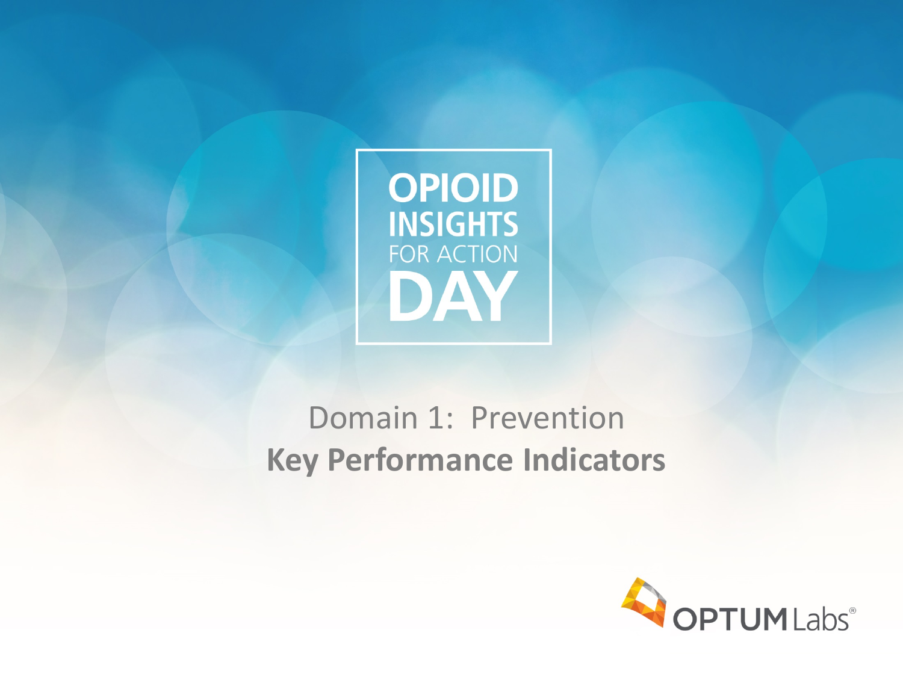# OPIOID INSIGHTS FOR ACTION DAY

## Domain 1: Prevention

## **Key Performance Indicators**

OPTUM Labs®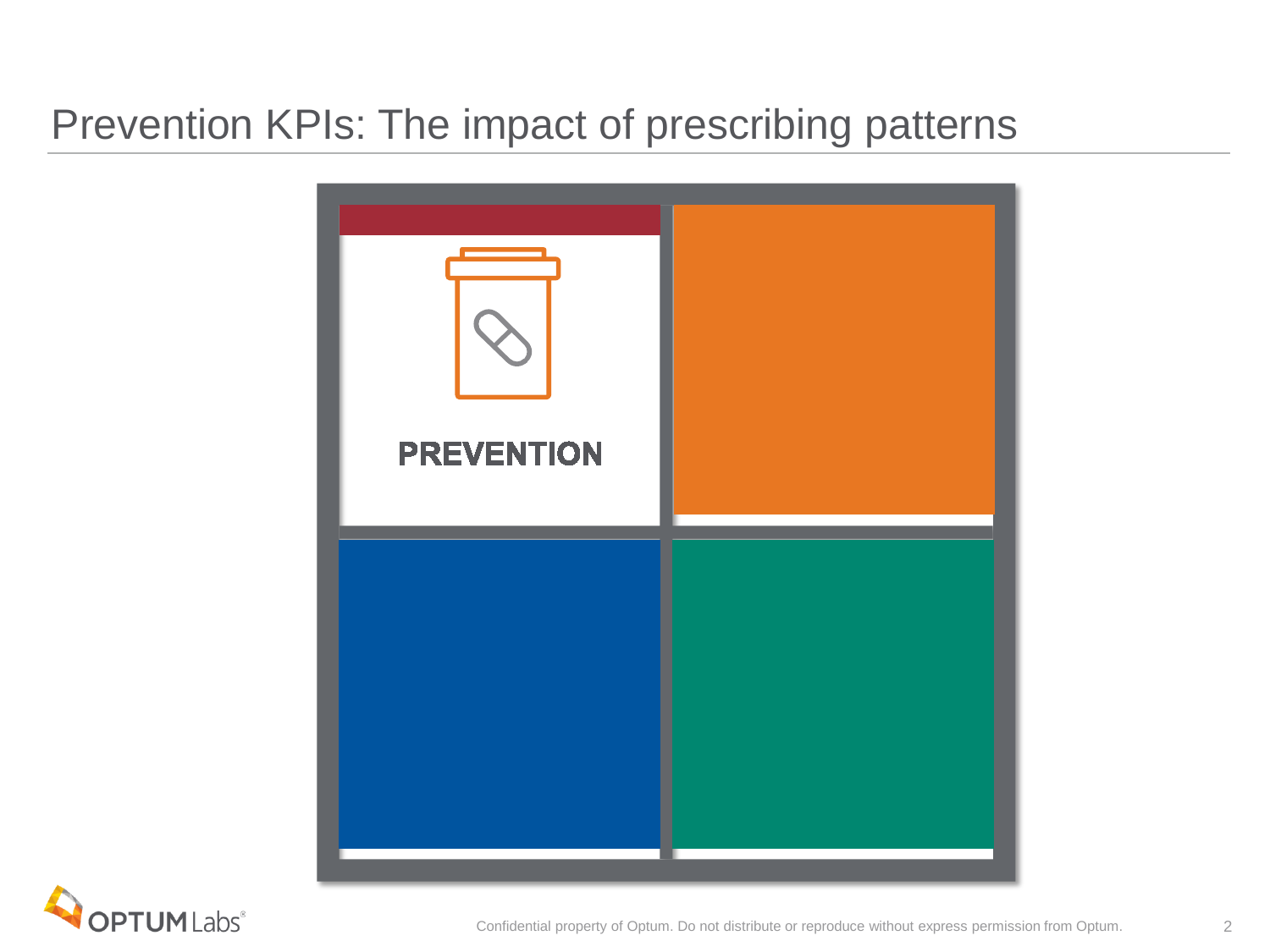# Prevention KPIs: The impact of prescribing patterns

PREVENTION

Confidential property of Optum. Do not distribute or reproduce without express permission from Optum.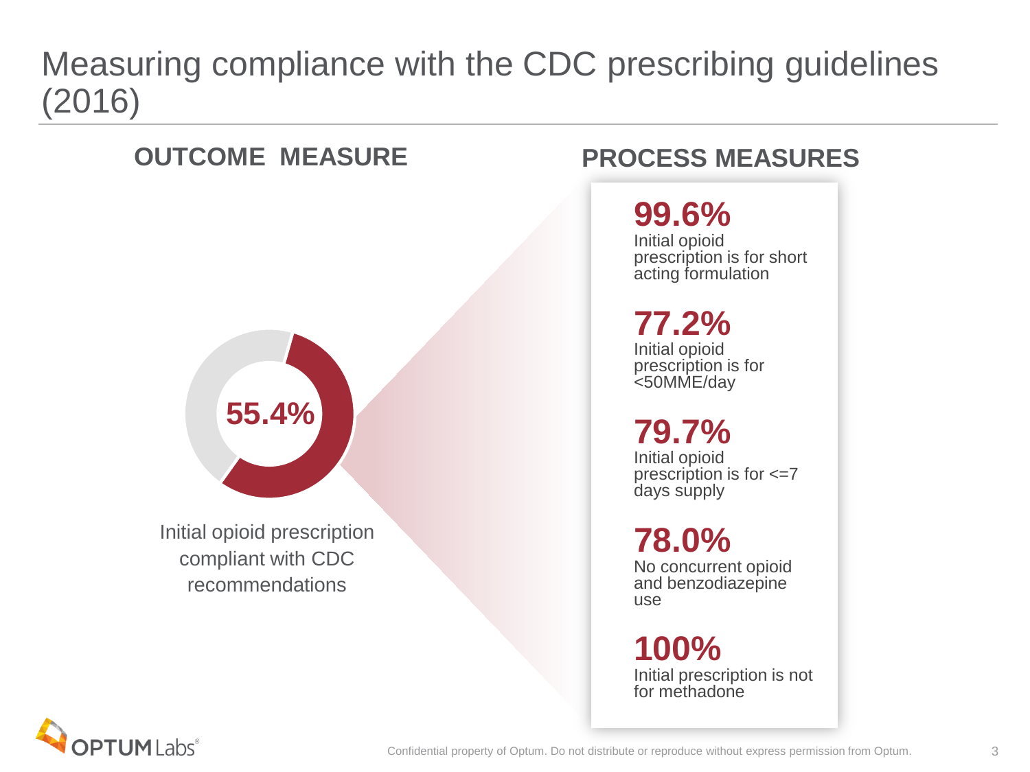# Measuring compliance with the CDC prescribing guidelines (2016)

## OUTCOME MEASURE

**55.4%**

Initial opioid prescription compliant with CDC recommendations

## PROCESS MEASURES

**99.6%**
Initial opioid prescription is for short acting formulation

**77.2%**
Initial opioid prescription is for <50MME/day

**79.7%**
Initial opioid prescription is for <=7 days supply

**78.0%**
No concurrent opioid and benzodiazepine use

**100%**
Initial prescription is not for methadone

Confidential property of Optum. Do not distribute or reproduce without express permission from Optum.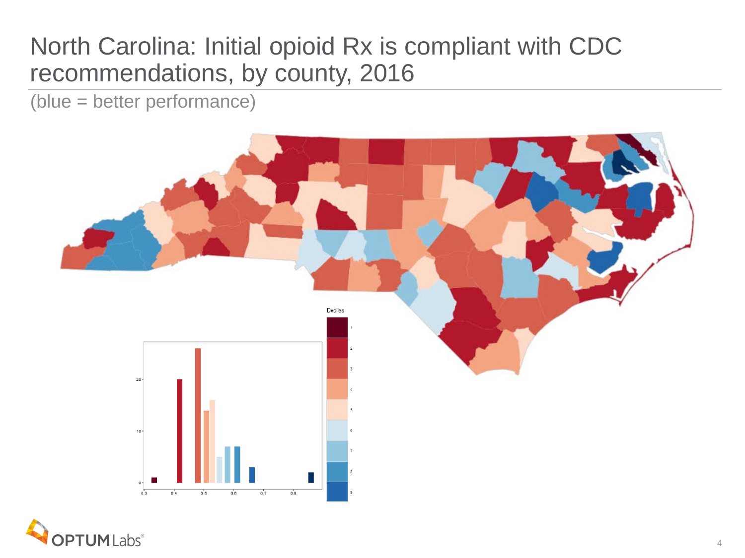# North Carolina: Initial opioid Rx is compliant with CDC recommendations, by county, 2016

(blue = better performance)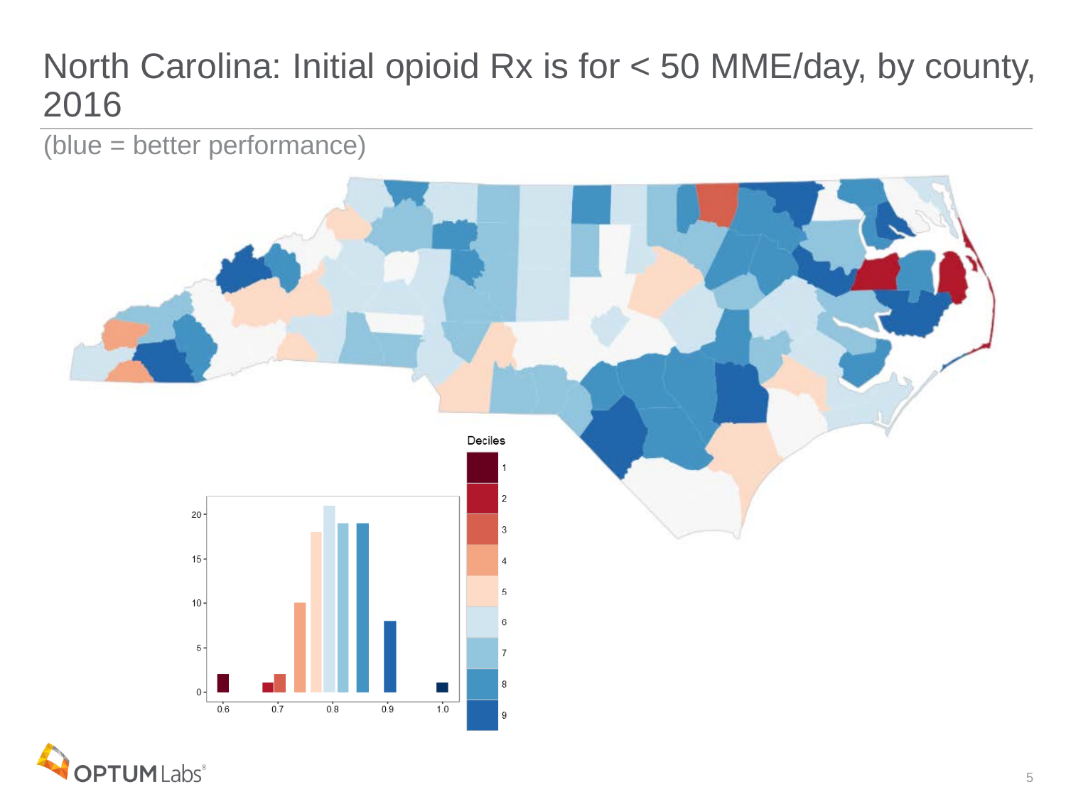# North Carolina: Initial opioid Rx is for < 50 MME/day, by county, 2016

(blue = better performance)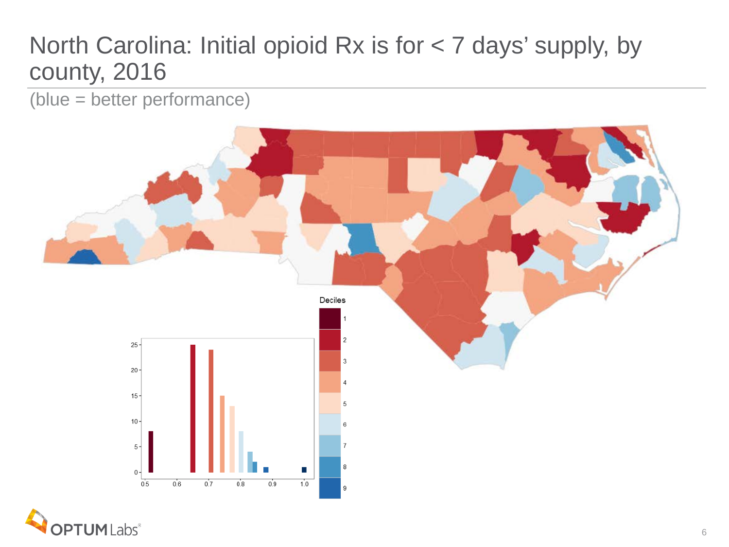# North Carolina: Initial opioid Rx is for < 7 days' supply, by county, 2016

(blue = better performance)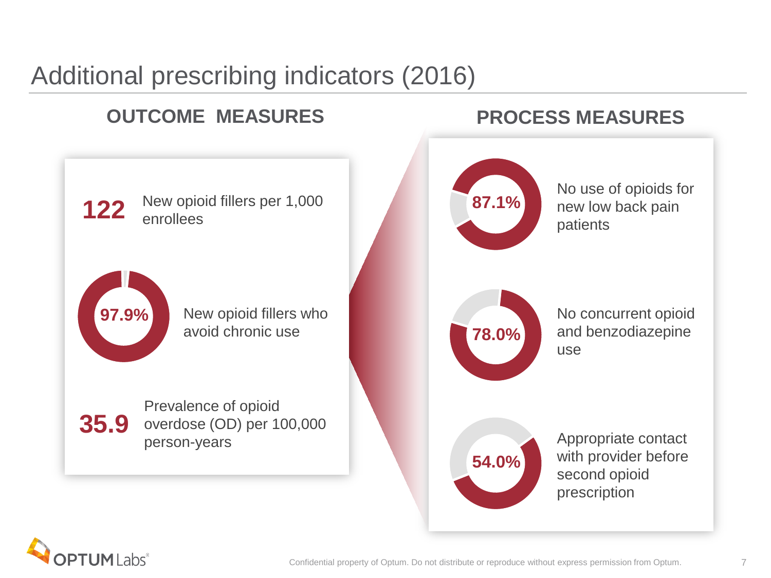# Additional prescribing indicators (2016)

## OUTCOME MEASURES

**122** New opioid fillers per 1,000 enrollees

**97.9%** New opioid fillers who avoid chronic use

**35.9** Prevalence of opioid overdose (OD) per 100,000 person-years

## PROCESS MEASURES

**87.1%** No use of opioids for new low back pain patients

**78.0%** No concurrent opioid and benzodiazepine use

**54.0%** Appropriate contact with provider before second opioid prescription

Confidential property of Optum. Do not distribute or reproduce without express permission from Optum.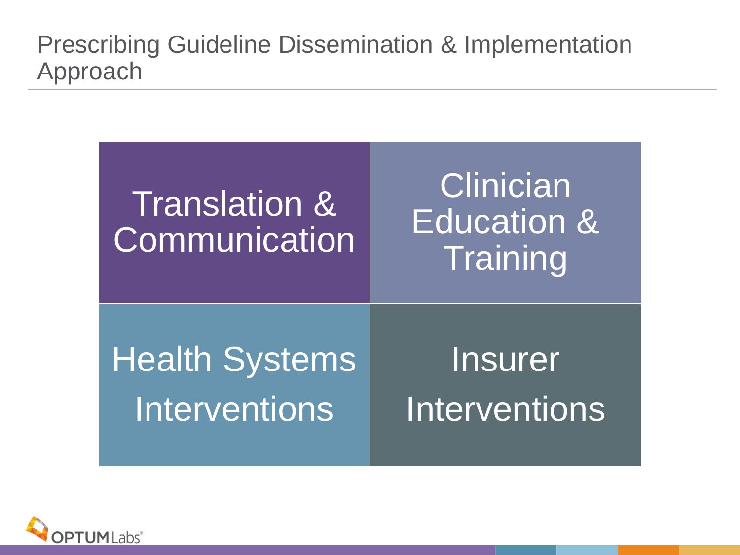# Prescribing Guideline Dissemination & Implementation Approach

| | |
|---|---|
| Translation & Communication | Clinician Education & Training |
| Health Systems Interventions | Insurer Interventions |